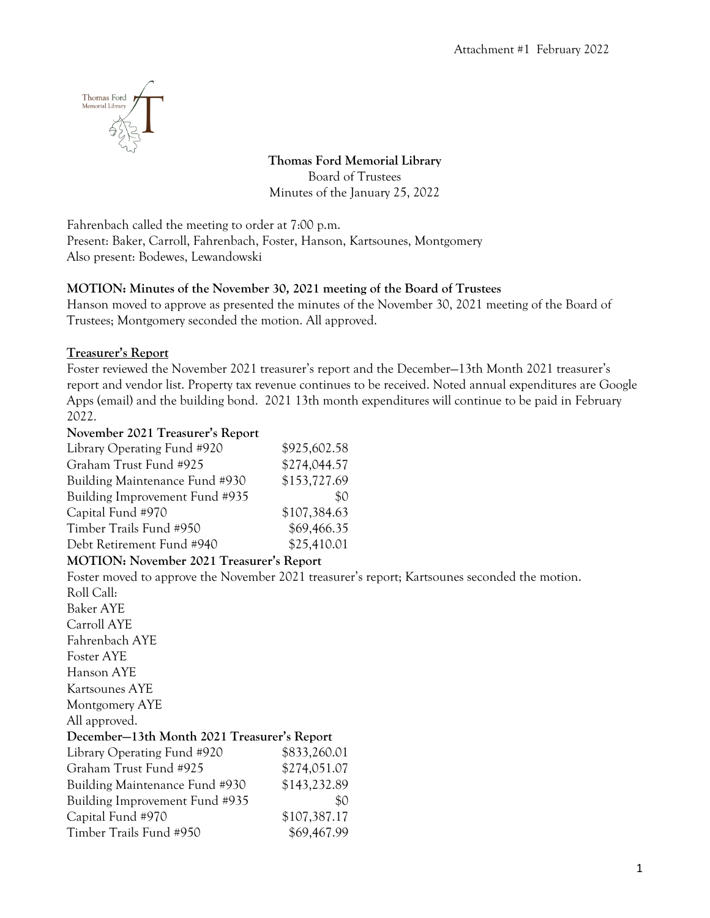Attachment #1 February 2022

**Thomas Ford Memorial Library**
Board of Trustees
Minutes of the January 25, 2022

Fahrenbach called the meeting to order at 7:00 p.m.
Present: Baker, Carroll, Fahrenbach, Foster, Hanson, Kartsounes, Montgomery
Also present: Bodewes, Lewandowski

**MOTION: Minutes of the November 30, 2021 meeting of the Board of Trustees**

Hanson moved to approve as presented the minutes of the November 30, 2021 meeting of the Board of Trustees; Montgomery seconded the motion. All approved.

**Treasurer's Report**

Foster reviewed the November 2021 treasurer's report and the December—13th Month 2021 treasurer's report and vendor list. Property tax revenue continues to be received. Noted annual expenditures are Google Apps (email) and the building bond. 2021 13th month expenditures will continue to be paid in February 2022.

**November 2021 Treasurer's Report**

| | |
|---|---|
| Library Operating Fund #920 | $925,602.58 |
| Graham Trust Fund #925 | $274,044.57 |
| Building Maintenance Fund #930 | $153,727.69 |
| Building Improvement Fund #935 | $0 |
| Capital Fund #970 | $107,384.63 |
| Timber Trails Fund #950 | $69,466.35 |
| Debt Retirement Fund #940 | $25,410.01 |

**MOTION: November 2021 Treasurer's Report**

Foster moved to approve the November 2021 treasurer's report; Kartsounes seconded the motion.

Roll Call:
Baker AYE
Carroll AYE
Fahrenbach AYE
Foster AYE
Hanson AYE
Kartsounes AYE
Montgomery AYE
All approved.

**December—13th Month 2021 Treasurer's Report**

| | |
|---|---|
| Library Operating Fund #920 | $833,260.01 |
| Graham Trust Fund #925 | $274,051.07 |
| Building Maintenance Fund #930 | $143,232.89 |
| Building Improvement Fund #935 | $0 |
| Capital Fund #970 | $107,387.17 |
| Timber Trails Fund #950 | $69,467.99 |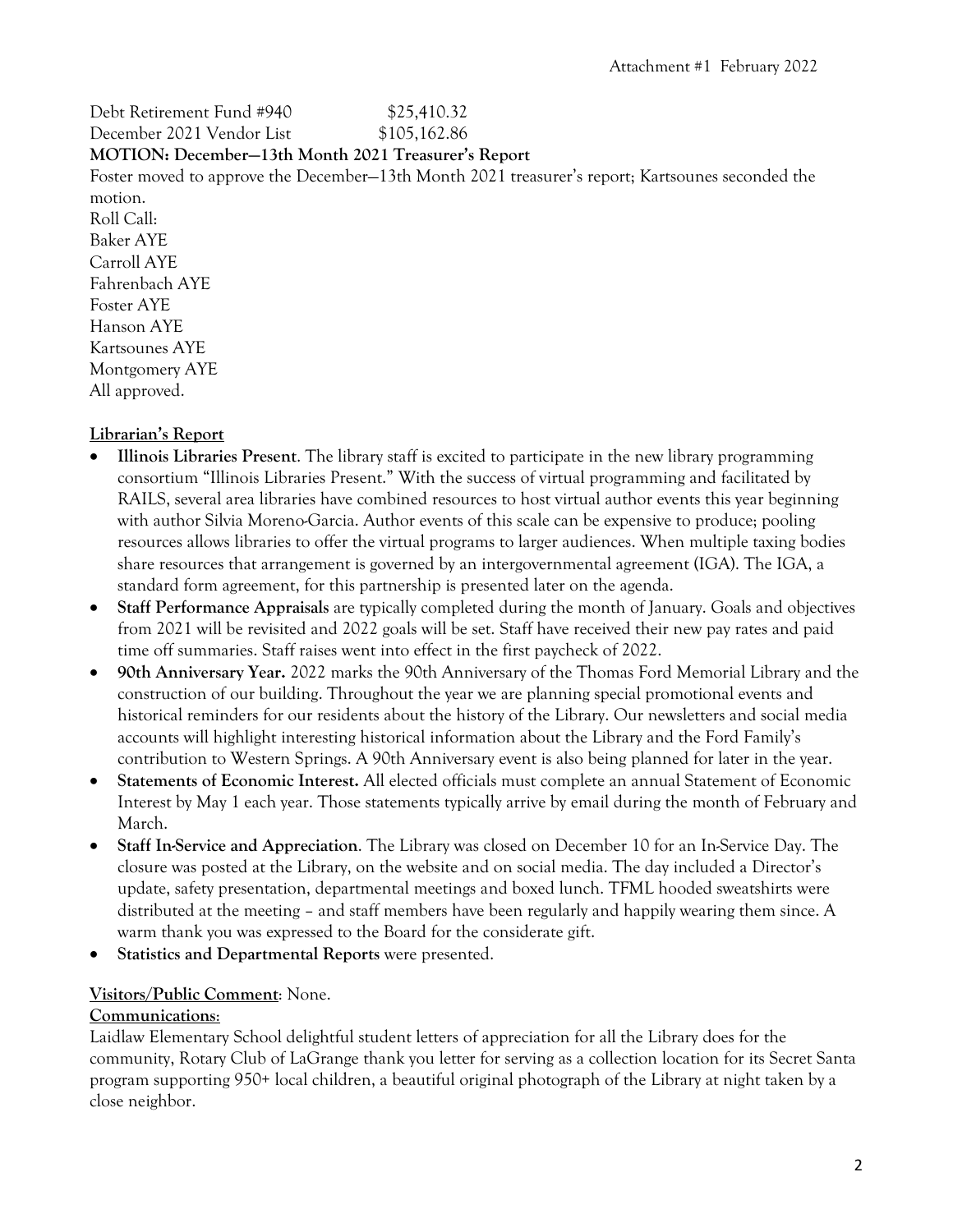Attachment #1 February 2022

Debt Retirement Fund #940 $25,410.32
December 2021 Vendor List $105,162.86

**MOTION: December—13th Month 2021 Treasurer's Report**

Foster moved to approve the December—13th Month 2021 treasurer's report; Kartsounes seconded the motion.

Roll Call:
Baker AYE
Carroll AYE
Fahrenbach AYE
Foster AYE
Hanson AYE
Kartsounes AYE
Montgomery AYE
All approved.

**Librarian's Report**

- **Illinois Libraries Present**. The library staff is excited to participate in the new library programming consortium "Illinois Libraries Present." With the success of virtual programming and facilitated by RAILS, several area libraries have combined resources to host virtual author events this year beginning with author Silvia Moreno-Garcia. Author events of this scale can be expensive to produce; pooling resources allows libraries to offer the virtual programs to larger audiences. When multiple taxing bodies share resources that arrangement is governed by an intergovernmental agreement (IGA). The IGA, a standard form agreement, for this partnership is presented later on the agenda.
- **Staff Performance Appraisals** are typically completed during the month of January. Goals and objectives from 2021 will be revisited and 2022 goals will be set. Staff have received their new pay rates and paid time off summaries. Staff raises went into effect in the first paycheck of 2022.
- **90th Anniversary Year.** 2022 marks the 90th Anniversary of the Thomas Ford Memorial Library and the construction of our building. Throughout the year we are planning special promotional events and historical reminders for our residents about the history of the Library. Our newsletters and social media accounts will highlight interesting historical information about the Library and the Ford Family's contribution to Western Springs. A 90th Anniversary event is also being planned for later in the year.
- **Statements of Economic Interest.** All elected officials must complete an annual Statement of Economic Interest by May 1 each year. Those statements typically arrive by email during the month of February and March.
- **Staff In-Service and Appreciation**. The Library was closed on December 10 for an In-Service Day. The closure was posted at the Library, on the website and on social media. The day included a Director's update, safety presentation, departmental meetings and boxed lunch. TFML hooded sweatshirts were distributed at the meeting – and staff members have been regularly and happily wearing them since. A warm thank you was expressed to the Board for the considerate gift.
- **Statistics and Departmental Reports** were presented.

**Visitors/Public Comment**: None.

**Communications**:

Laidlaw Elementary School delightful student letters of appreciation for all the Library does for the community, Rotary Club of LaGrange thank you letter for serving as a collection location for its Secret Santa program supporting 950+ local children, a beautiful original photograph of the Library at night taken by a close neighbor.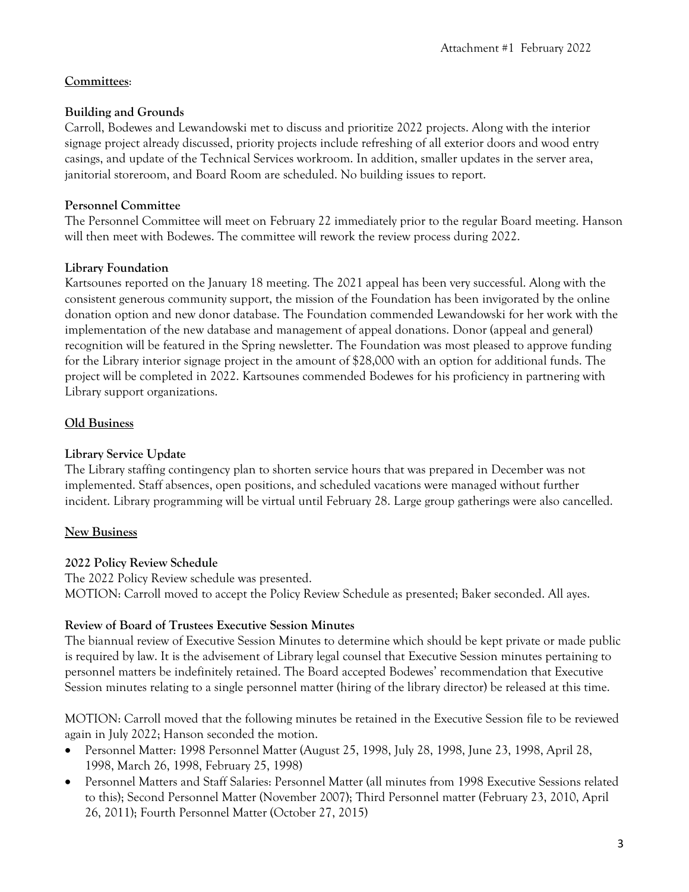Attachment #1 February 2022

**Committees**:

**Building and Grounds**

Carroll, Bodewes and Lewandowski met to discuss and prioritize 2022 projects. Along with the interior signage project already discussed, priority projects include refreshing of all exterior doors and wood entry casings, and update of the Technical Services workroom. In addition, smaller updates in the server area, janitorial storeroom, and Board Room are scheduled. No building issues to report.

**Personnel Committee**

The Personnel Committee will meet on February 22 immediately prior to the regular Board meeting. Hanson will then meet with Bodewes. The committee will rework the review process during 2022.

**Library Foundation**

Kartsounes reported on the January 18 meeting. The 2021 appeal has been very successful. Along with the consistent generous community support, the mission of the Foundation has been invigorated by the online donation option and new donor database. The Foundation commended Lewandowski for her work with the implementation of the new database and management of appeal donations. Donor (appeal and general) recognition will be featured in the Spring newsletter. The Foundation was most pleased to approve funding for the Library interior signage project in the amount of $28,000 with an option for additional funds. The project will be completed in 2022. Kartsounes commended Bodewes for his proficiency in partnering with Library support organizations.

**Old Business**

**Library Service Update**

The Library staffing contingency plan to shorten service hours that was prepared in December was not implemented. Staff absences, open positions, and scheduled vacations were managed without further incident. Library programming will be virtual until February 28. Large group gatherings were also cancelled.

**New Business**

**2022 Policy Review Schedule**

The 2022 Policy Review schedule was presented.
MOTION: Carroll moved to accept the Policy Review Schedule as presented; Baker seconded. All ayes.

**Review of Board of Trustees Executive Session Minutes**

The biannual review of Executive Session Minutes to determine which should be kept private or made public is required by law. It is the advisement of Library legal counsel that Executive Session minutes pertaining to personnel matters be indefinitely retained. The Board accepted Bodewes' recommendation that Executive Session minutes relating to a single personnel matter (hiring of the library director) be released at this time.

MOTION: Carroll moved that the following minutes be retained in the Executive Session file to be reviewed again in July 2022; Hanson seconded the motion.

- Personnel Matter: 1998 Personnel Matter (August 25, 1998, July 28, 1998, June 23, 1998, April 28, 1998, March 26, 1998, February 25, 1998)
- Personnel Matters and Staff Salaries: Personnel Matter (all minutes from 1998 Executive Sessions related to this); Second Personnel Matter (November 2007); Third Personnel matter (February 23, 2010, April 26, 2011); Fourth Personnel Matter (October 27, 2015)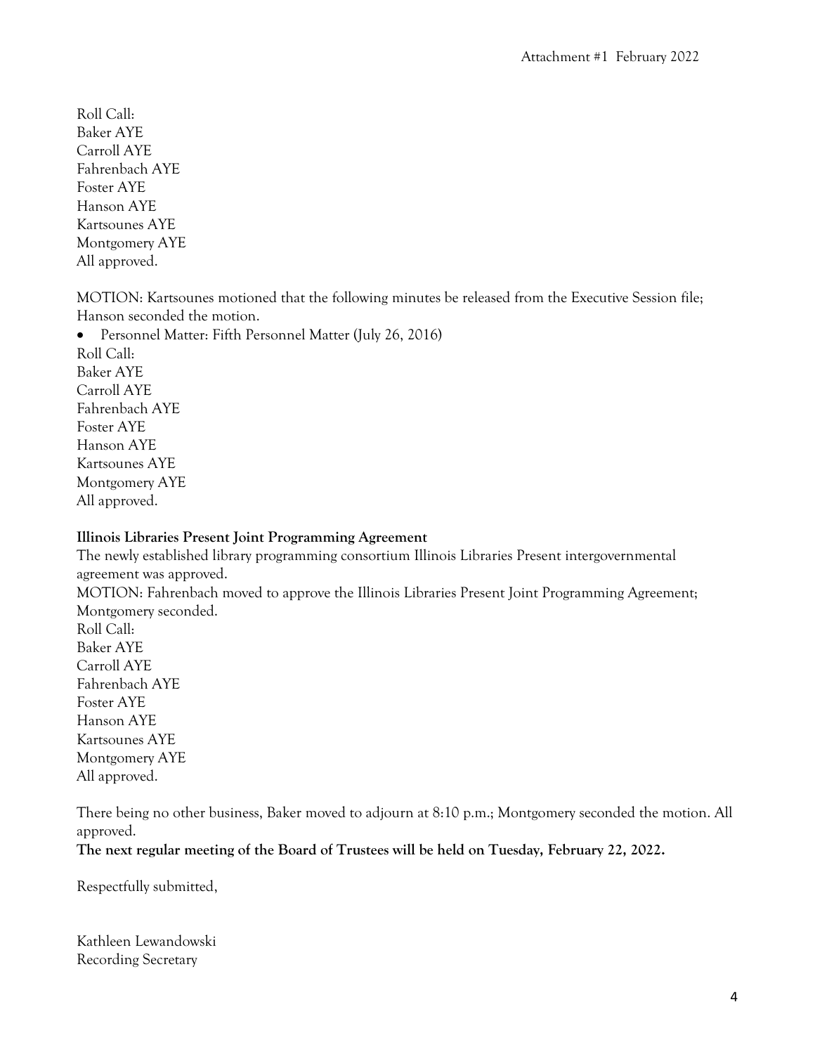Roll Call:
Baker AYE
Carroll AYE
Fahrenbach AYE
Foster AYE
Hanson AYE
Kartsounes AYE
Montgomery AYE
All approved.

MOTION: Kartsounes motioned that the following minutes be released from the Executive Session file; Hanson seconded the motion.

- Personnel Matter: Fifth Personnel Matter (July 26, 2016)

Roll Call:
Baker AYE
Carroll AYE
Fahrenbach AYE
Foster AYE
Hanson AYE
Kartsounes AYE
Montgomery AYE
All approved.

**Illinois Libraries Present Joint Programming Agreement**

The newly established library programming consortium Illinois Libraries Present intergovernmental agreement was approved.
MOTION: Fahrenbach moved to approve the Illinois Libraries Present Joint Programming Agreement; Montgomery seconded.
Roll Call:
Baker AYE
Carroll AYE
Fahrenbach AYE
Foster AYE
Hanson AYE
Kartsounes AYE
Montgomery AYE
All approved.

There being no other business, Baker moved to adjourn at 8:10 p.m.; Montgomery seconded the motion. All approved.
**The next regular meeting of the Board of Trustees will be held on Tuesday, February 22, 2022.**

Respectfully submitted,

Kathleen Lewandowski
Recording Secretary